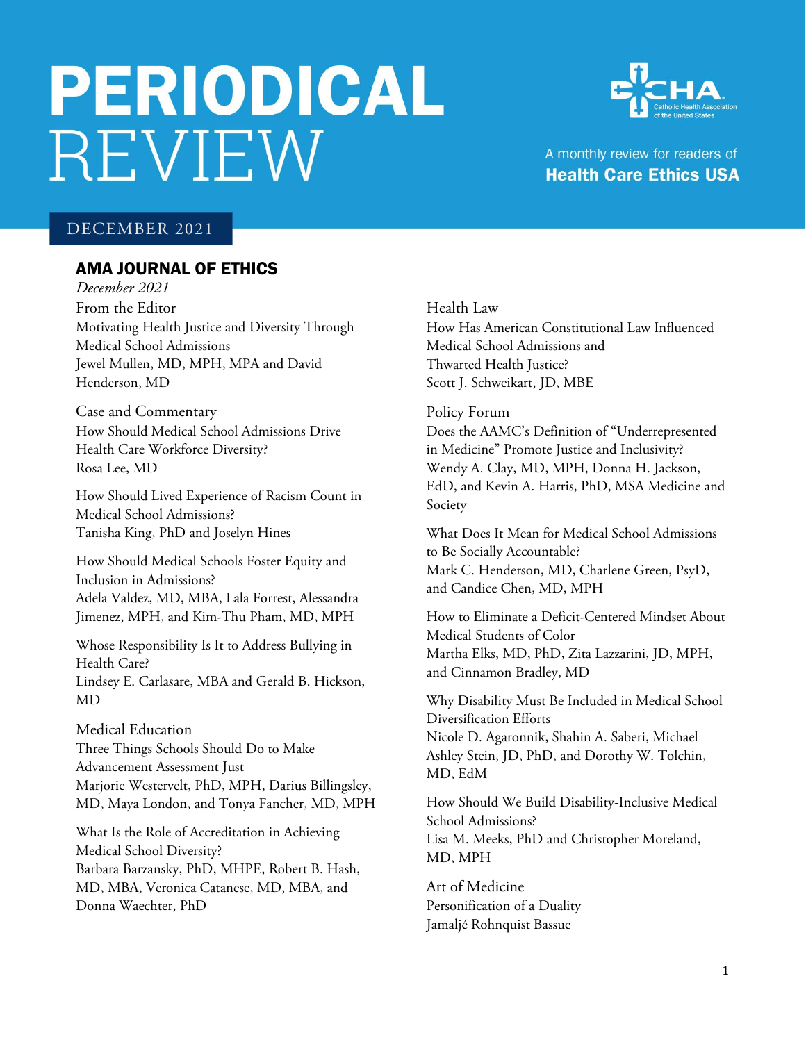# PERIODICAL REVIEW

A monthly review for readers of **Health Care Ethics USA**

DECEMBER 2021

## AMA JOURNAL OF ETHICS

*December 2021*

From the Editor
Motivating Health Justice and Diversity Through Medical School Admissions
Jewel Mullen, MD, MPH, MPA and David Henderson, MD

Case and Commentary
How Should Medical School Admissions Drive Health Care Workforce Diversity?
Rosa Lee, MD

How Should Lived Experience of Racism Count in Medical School Admissions?
Tanisha King, PhD and Joselyn Hines

How Should Medical Schools Foster Equity and Inclusion in Admissions?
Adela Valdez, MD, MBA, Lala Forrest, Alessandra Jimenez, MPH, and Kim-Thu Pham, MD, MPH

Whose Responsibility Is It to Address Bullying in Health Care?
Lindsey E. Carlasare, MBA and Gerald B. Hickson, MD

Medical Education
Three Things Schools Should Do to Make Advancement Assessment Just
Marjorie Westervelt, PhD, MPH, Darius Billingsley, MD, Maya London, and Tonya Fancher, MD, MPH

What Is the Role of Accreditation in Achieving Medical School Diversity?
Barbara Barzansky, PhD, MHPE, Robert B. Hash, MD, MBA, Veronica Catanese, MD, MBA, and Donna Waechter, PhD

Health Law
How Has American Constitutional Law Influenced Medical School Admissions and Thwarted Health Justice?
Scott J. Schweikart, JD, MBE

Policy Forum
Does the AAMC's Definition of "Underrepresented in Medicine" Promote Justice and Inclusivity?
Wendy A. Clay, MD, MPH, Donna H. Jackson, EdD, and Kevin A. Harris, PhD, MSA Medicine and Society

What Does It Mean for Medical School Admissions to Be Socially Accountable?
Mark C. Henderson, MD, Charlene Green, PsyD, and Candice Chen, MD, MPH

How to Eliminate a Deficit-Centered Mindset About Medical Students of Color
Martha Elks, MD, PhD, Zita Lazzarini, JD, MPH, and Cinnamon Bradley, MD

Why Disability Must Be Included in Medical School Diversification Efforts
Nicole D. Agaronnik, Shahin A. Saberi, Michael Ashley Stein, JD, PhD, and Dorothy W. Tolchin, MD, EdM

How Should We Build Disability-Inclusive Medical School Admissions?
Lisa M. Meeks, PhD and Christopher Moreland, MD, MPH

Art of Medicine
Personification of a Duality
Jamaljé Rohnquist Bassue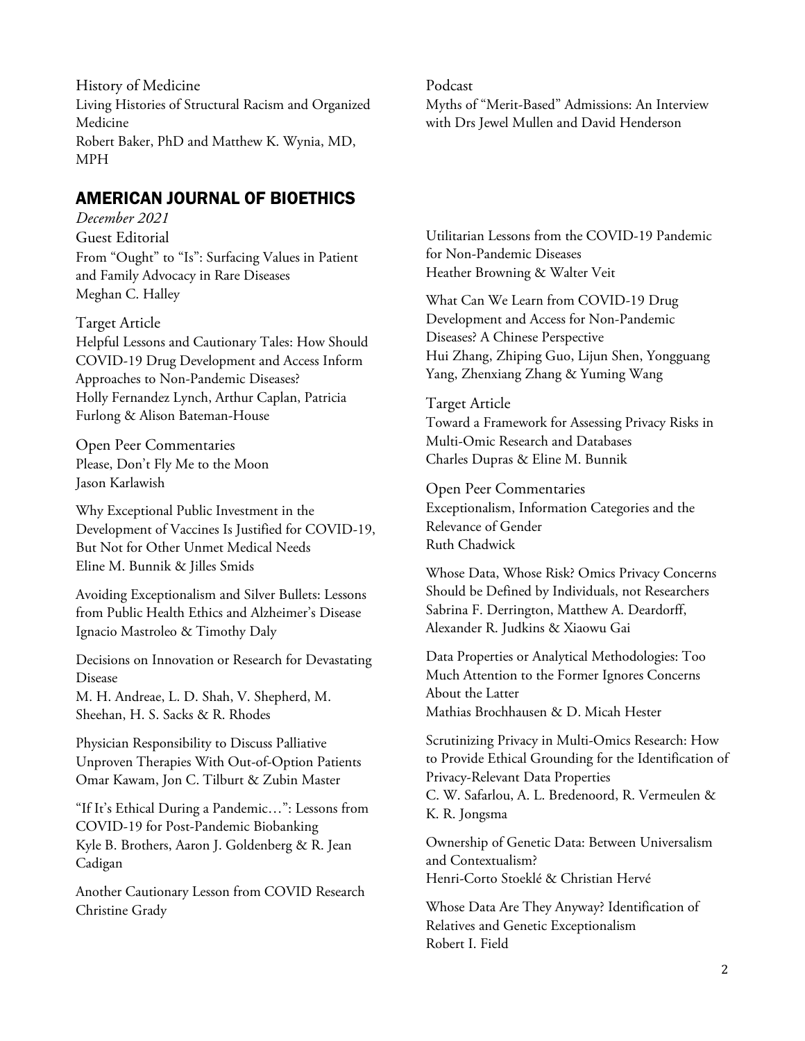History of Medicine
Living Histories of Structural Racism and Organized Medicine
Robert Baker, PhD and Matthew K. Wynia, MD, MPH

Podcast
Myths of "Merit-Based" Admissions: An Interview with Drs Jewel Mullen and David Henderson

## AMERICAN JOURNAL OF BIOETHICS

*December 2021*

Guest Editorial
From "Ought" to "Is": Surfacing Values in Patient and Family Advocacy in Rare Diseases
Meghan C. Halley

Target Article
Helpful Lessons and Cautionary Tales: How Should COVID-19 Drug Development and Access Inform Approaches to Non-Pandemic Diseases?
Holly Fernandez Lynch, Arthur Caplan, Patricia Furlong & Alison Bateman-House

Open Peer Commentaries
Please, Don't Fly Me to the Moon
Jason Karlawish

Why Exceptional Public Investment in the Development of Vaccines Is Justified for COVID-19, But Not for Other Unmet Medical Needs
Eline M. Bunnik & Jilles Smids

Avoiding Exceptionalism and Silver Bullets: Lessons from Public Health Ethics and Alzheimer's Disease
Ignacio Mastroleo & Timothy Daly

Decisions on Innovation or Research for Devastating Disease
M. H. Andreae, L. D. Shah, V. Shepherd, M. Sheehan, H. S. Sacks & R. Rhodes

Physician Responsibility to Discuss Palliative Unproven Therapies With Out-of-Option Patients
Omar Kawam, Jon C. Tilburt & Zubin Master

"If It's Ethical During a Pandemic…": Lessons from COVID-19 for Post-Pandemic Biobanking
Kyle B. Brothers, Aaron J. Goldenberg & R. Jean Cadigan

Another Cautionary Lesson from COVID Research
Christine Grady

Utilitarian Lessons from the COVID-19 Pandemic for Non-Pandemic Diseases
Heather Browning & Walter Veit

What Can We Learn from COVID-19 Drug Development and Access for Non-Pandemic Diseases? A Chinese Perspective
Hui Zhang, Zhiping Guo, Lijun Shen, Yongguang Yang, Zhenxiang Zhang & Yuming Wang

Target Article
Toward a Framework for Assessing Privacy Risks in Multi-Omic Research and Databases
Charles Dupras & Eline M. Bunnik

Open Peer Commentaries
Exceptionalism, Information Categories and the Relevance of Gender
Ruth Chadwick

Whose Data, Whose Risk? Omics Privacy Concerns Should be Defined by Individuals, not Researchers
Sabrina F. Derrington, Matthew A. Deardorff, Alexander R. Judkins & Xiaowu Gai

Data Properties or Analytical Methodologies: Too Much Attention to the Former Ignores Concerns About the Latter
Mathias Brochhausen & D. Micah Hester

Scrutinizing Privacy in Multi-Omics Research: How to Provide Ethical Grounding for the Identification of Privacy-Relevant Data Properties
C. W. Safarlou, A. L. Bredenoord, R. Vermeulen & K. R. Jongsma

Ownership of Genetic Data: Between Universalism and Contextualism?
Henri-Corto Stoeklé & Christian Hervé

Whose Data Are They Anyway? Identification of Relatives and Genetic Exceptionalism
Robert I. Field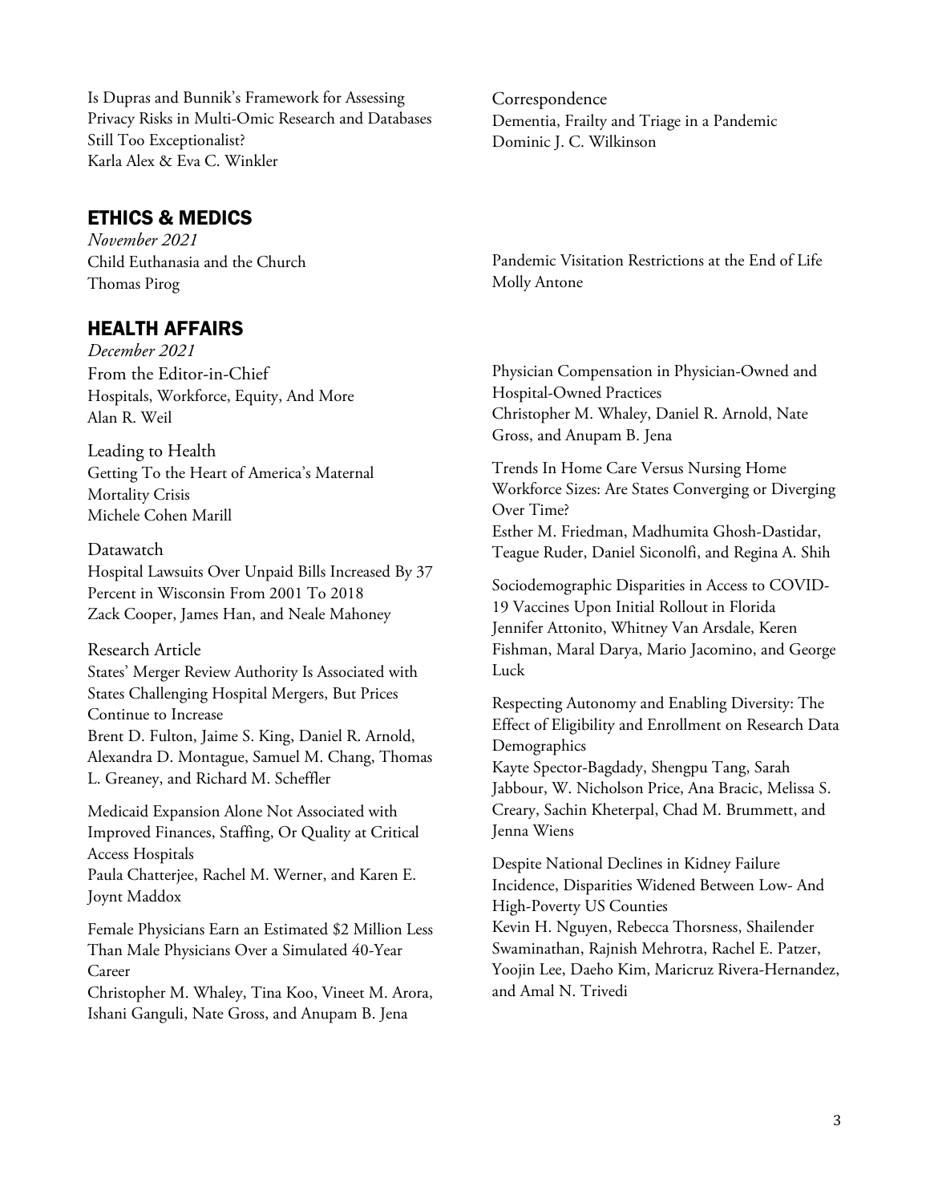Is Dupras and Bunnik's Framework for Assessing Privacy Risks in Multi-Omic Research and Databases Still Too Exceptionalist?
Karla Alex & Eva C. Winkler

Correspondence
Dementia, Frailty and Triage in a Pandemic
Dominic J. C. Wilkinson

## ETHICS & MEDICS

*November 2021*

Child Euthanasia and the Church
Thomas Pirog

Pandemic Visitation Restrictions at the End of Life
Molly Antone

## HEALTH AFFAIRS

*December 2021*

From the Editor-in-Chief
Hospitals, Workforce, Equity, And More
Alan R. Weil

Leading to Health
Getting To the Heart of America's Maternal Mortality Crisis
Michele Cohen Marill

Datawatch
Hospital Lawsuits Over Unpaid Bills Increased By 37 Percent in Wisconsin From 2001 To 2018
Zack Cooper, James Han, and Neale Mahoney

Research Article
States' Merger Review Authority Is Associated with States Challenging Hospital Mergers, But Prices Continue to Increase
Brent D. Fulton, Jaime S. King, Daniel R. Arnold, Alexandra D. Montague, Samuel M. Chang, Thomas L. Greaney, and Richard M. Scheffler

Medicaid Expansion Alone Not Associated with Improved Finances, Staffing, Or Quality at Critical Access Hospitals
Paula Chatterjee, Rachel M. Werner, and Karen E. Joynt Maddox

Female Physicians Earn an Estimated $2 Million Less Than Male Physicians Over a Simulated 40-Year Career
Christopher M. Whaley, Tina Koo, Vineet M. Arora, Ishani Ganguli, Nate Gross, and Anupam B. Jena

Physician Compensation in Physician-Owned and Hospital-Owned Practices
Christopher M. Whaley, Daniel R. Arnold, Nate Gross, and Anupam B. Jena

Trends In Home Care Versus Nursing Home Workforce Sizes: Are States Converging or Diverging Over Time?
Esther M. Friedman, Madhumita Ghosh-Dastidar, Teague Ruder, Daniel Siconolfi, and Regina A. Shih

Sociodemographic Disparities in Access to COVID-19 Vaccines Upon Initial Rollout in Florida
Jennifer Attonito, Whitney Van Arsdale, Keren Fishman, Maral Darya, Mario Jacomino, and George Luck

Respecting Autonomy and Enabling Diversity: The Effect of Eligibility and Enrollment on Research Data Demographics
Kayte Spector-Bagdady, Shengpu Tang, Sarah Jabbour, W. Nicholson Price, Ana Bracic, Melissa S. Creary, Sachin Kheterpal, Chad M. Brummett, and Jenna Wiens

Despite National Declines in Kidney Failure Incidence, Disparities Widened Between Low- And High-Poverty US Counties
Kevin H. Nguyen, Rebecca Thorsness, Shailender Swaminathan, Rajnish Mehrotra, Rachel E. Patzer, Yoojin Lee, Daeho Kim, Maricruz Rivera-Hernandez, and Amal N. Trivedi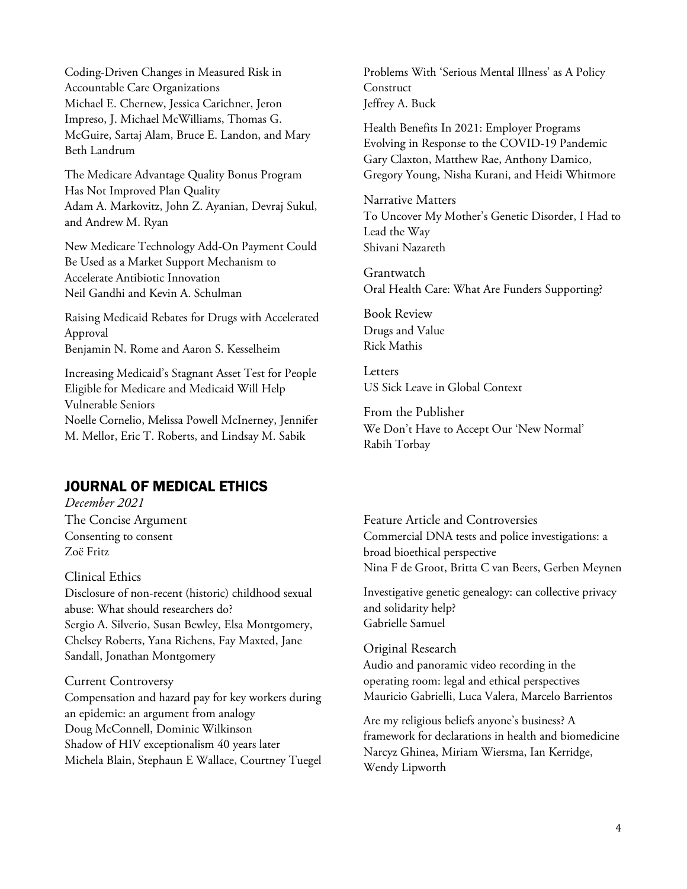Coding-Driven Changes in Measured Risk in Accountable Care Organizations
Michael E. Chernew, Jessica Carichner, Jeron Impreso, J. Michael McWilliams, Thomas G. McGuire, Sartaj Alam, Bruce E. Landon, and Mary Beth Landrum

The Medicare Advantage Quality Bonus Program Has Not Improved Plan Quality
Adam A. Markovitz, John Z. Ayanian, Devraj Sukul, and Andrew M. Ryan

New Medicare Technology Add-On Payment Could Be Used as a Market Support Mechanism to Accelerate Antibiotic Innovation
Neil Gandhi and Kevin A. Schulman

Raising Medicaid Rebates for Drugs with Accelerated Approval
Benjamin N. Rome and Aaron S. Kesselheim

Increasing Medicaid's Stagnant Asset Test for People Eligible for Medicare and Medicaid Will Help Vulnerable Seniors
Noelle Cornelio, Melissa Powell McInerney, Jennifer M. Mellor, Eric T. Roberts, and Lindsay M. Sabik

Problems With 'Serious Mental Illness' as A Policy Construct
Jeffrey A. Buck

Health Benefits In 2021: Employer Programs Evolving in Response to the COVID-19 Pandemic
Gary Claxton, Matthew Rae, Anthony Damico, Gregory Young, Nisha Kurani, and Heidi Whitmore

Narrative Matters
To Uncover My Mother's Genetic Disorder, I Had to Lead the Way
Shivani Nazareth

Grantwatch
Oral Health Care: What Are Funders Supporting?

Book Review
Drugs and Value
Rick Mathis

Letters
US Sick Leave in Global Context

From the Publisher
We Don't Have to Accept Our 'New Normal'
Rabih Torbay

## JOURNAL OF MEDICAL ETHICS

*December 2021*

The Concise Argument
Consenting to consent
Zoë Fritz

Clinical Ethics
Disclosure of non-recent (historic) childhood sexual abuse: What should researchers do?
Sergio A. Silverio, Susan Bewley, Elsa Montgomery, Chelsey Roberts, Yana Richens, Fay Maxted, Jane Sandall, Jonathan Montgomery

Current Controversy
Compensation and hazard pay for key workers during an epidemic: an argument from analogy
Doug McConnell, Dominic Wilkinson
Shadow of HIV exceptionalism 40 years later
Michela Blain, Stephaun E Wallace, Courtney Tuegel

Feature Article and Controversies
Commercial DNA tests and police investigations: a broad bioethical perspective
Nina F de Groot, Britta C van Beers, Gerben Meynen

Investigative genetic genealogy: can collective privacy and solidarity help?
Gabrielle Samuel

Original Research
Audio and panoramic video recording in the operating room: legal and ethical perspectives
Mauricio Gabrielli, Luca Valera, Marcelo Barrientos

Are my religious beliefs anyone's business? A framework for declarations in health and biomedicine
Narcyz Ghinea, Miriam Wiersma, Ian Kerridge, Wendy Lipworth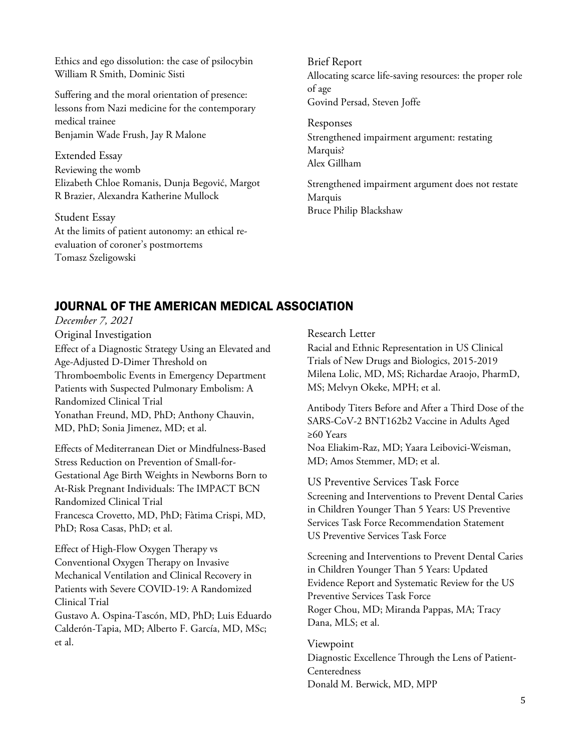Ethics and ego dissolution: the case of psilocybin
William R Smith, Dominic Sisti

Suffering and the moral orientation of presence: lessons from Nazi medicine for the contemporary medical trainee
Benjamin Wade Frush, Jay R Malone

Extended Essay

Reviewing the womb
Elizabeth Chloe Romanis, Dunja Begović, Margot R Brazier, Alexandra Katherine Mullock

Student Essay

At the limits of patient autonomy: an ethical re-evaluation of coroner's postmortems
Tomasz Szeligowski

Brief Report

Allocating scarce life-saving resources: the proper role of age
Govind Persad, Steven Joffe

Responses

Strengthened impairment argument: restating Marquis?
Alex Gillham

Strengthened impairment argument does not restate Marquis
Bruce Philip Blackshaw

## JOURNAL OF THE AMERICAN MEDICAL ASSOCIATION

*December 7, 2021*

Original Investigation

Effect of a Diagnostic Strategy Using an Elevated and Age-Adjusted D-Dimer Threshold on Thromboembolic Events in Emergency Department Patients with Suspected Pulmonary Embolism: A Randomized Clinical Trial
Yonathan Freund, MD, PhD; Anthony Chauvin, MD, PhD; Sonia Jimenez, MD; et al.

Effects of Mediterranean Diet or Mindfulness-Based Stress Reduction on Prevention of Small-for-Gestational Age Birth Weights in Newborns Born to At-Risk Pregnant Individuals: The IMPACT BCN Randomized Clinical Trial
Francesca Crovetto, MD, PhD; Fàtima Crispi, MD, PhD; Rosa Casas, PhD; et al.

Effect of High-Flow Oxygen Therapy vs Conventional Oxygen Therapy on Invasive Mechanical Ventilation and Clinical Recovery in Patients with Severe COVID-19: A Randomized Clinical Trial
Gustavo A. Ospina-Tascón, MD, PhD; Luis Eduardo Calderón-Tapia, MD; Alberto F. García, MD, MSc; et al.

Research Letter

Racial and Ethnic Representation in US Clinical Trials of New Drugs and Biologics, 2015-2019
Milena Lolic, MD, MS; Richardae Araojo, PharmD, MS; Melvyn Okeke, MPH; et al.

Antibody Titers Before and After a Third Dose of the SARS-CoV-2 BNT162b2 Vaccine in Adults Aged ≥60 Years
Noa Eliakim-Raz, MD; Yaara Leibovici-Weisman, MD; Amos Stemmer, MD; et al.

US Preventive Services Task Force

Screening and Interventions to Prevent Dental Caries in Children Younger Than 5 Years: US Preventive Services Task Force Recommendation Statement
US Preventive Services Task Force

Screening and Interventions to Prevent Dental Caries in Children Younger Than 5 Years: Updated Evidence Report and Systematic Review for the US Preventive Services Task Force
Roger Chou, MD; Miranda Pappas, MA; Tracy Dana, MLS; et al.

Viewpoint

Diagnostic Excellence Through the Lens of Patient-Centeredness
Donald M. Berwick, MD, MPP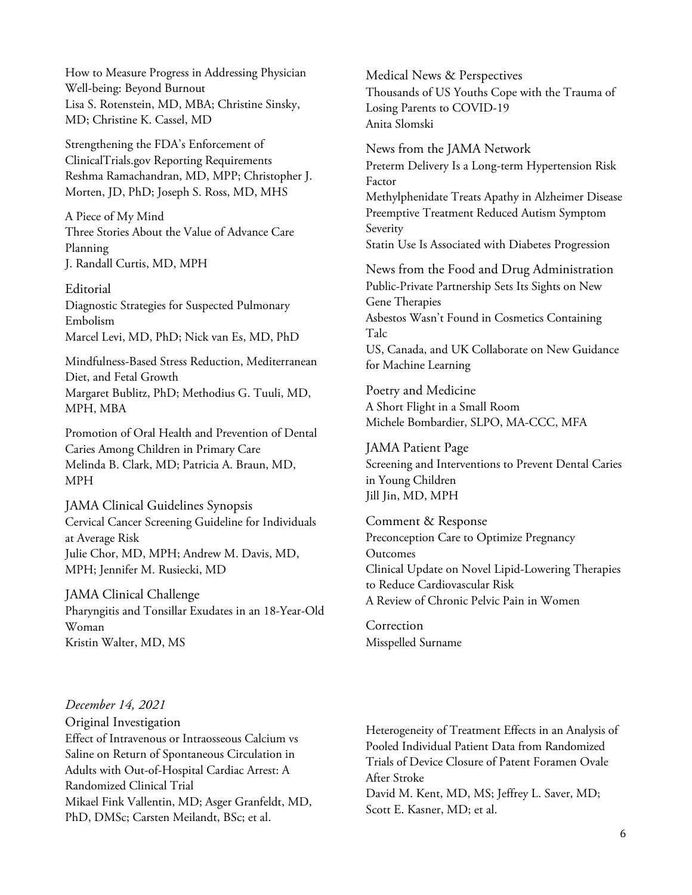How to Measure Progress in Addressing Physician Well-being: Beyond Burnout
Lisa S. Rotenstein, MD, MBA; Christine Sinsky, MD; Christine K. Cassel, MD

Strengthening the FDA's Enforcement of ClinicalTrials.gov Reporting Requirements
Reshma Ramachandran, MD, MPP; Christopher J. Morten, JD, PhD; Joseph S. Ross, MD, MHS

A Piece of My Mind
Three Stories About the Value of Advance Care Planning
J. Randall Curtis, MD, MPH

Editorial
Diagnostic Strategies for Suspected Pulmonary Embolism
Marcel Levi, MD, PhD; Nick van Es, MD, PhD

Mindfulness-Based Stress Reduction, Mediterranean Diet, and Fetal Growth
Margaret Bublitz, PhD; Methodius G. Tuuli, MD, MPH, MBA

Promotion of Oral Health and Prevention of Dental Caries Among Children in Primary Care
Melinda B. Clark, MD; Patricia A. Braun, MD, MPH

JAMA Clinical Guidelines Synopsis
Cervical Cancer Screening Guideline for Individuals at Average Risk
Julie Chor, MD, MPH; Andrew M. Davis, MD, MPH; Jennifer M. Rusiecki, MD

JAMA Clinical Challenge
Pharyngitis and Tonsillar Exudates in an 18-Year-Old Woman
Kristin Walter, MD, MS

Medical News & Perspectives
Thousands of US Youths Cope with the Trauma of Losing Parents to COVID-19
Anita Slomski

News from the JAMA Network
Preterm Delivery Is a Long-term Hypertension Risk Factor
Methylphenidate Treats Apathy in Alzheimer Disease
Preemptive Treatment Reduced Autism Symptom Severity
Statin Use Is Associated with Diabetes Progression

News from the Food and Drug Administration
Public-Private Partnership Sets Its Sights on New Gene Therapies
Asbestos Wasn't Found in Cosmetics Containing Talc
US, Canada, and UK Collaborate on New Guidance for Machine Learning

Poetry and Medicine
A Short Flight in a Small Room
Michele Bombardier, SLPO, MA-CCC, MFA

JAMA Patient Page
Screening and Interventions to Prevent Dental Caries in Young Children
Jill Jin, MD, MPH

Comment & Response
Preconception Care to Optimize Pregnancy Outcomes
Clinical Update on Novel Lipid-Lowering Therapies to Reduce Cardiovascular Risk
A Review of Chronic Pelvic Pain in Women

Correction
Misspelled Surname

*December 14, 2021*

Original Investigation
Effect of Intravenous or Intraosseous Calcium vs Saline on Return of Spontaneous Circulation in Adults with Out-of-Hospital Cardiac Arrest: A Randomized Clinical Trial
Mikael Fink Vallentin, MD; Asger Granfeldt, MD, PhD, DMSc; Carsten Meilandt, BSc; et al.

Heterogeneity of Treatment Effects in an Analysis of Pooled Individual Patient Data from Randomized Trials of Device Closure of Patent Foramen Ovale After Stroke
David M. Kent, MD, MS; Jeffrey L. Saver, MD; Scott E. Kasner, MD; et al.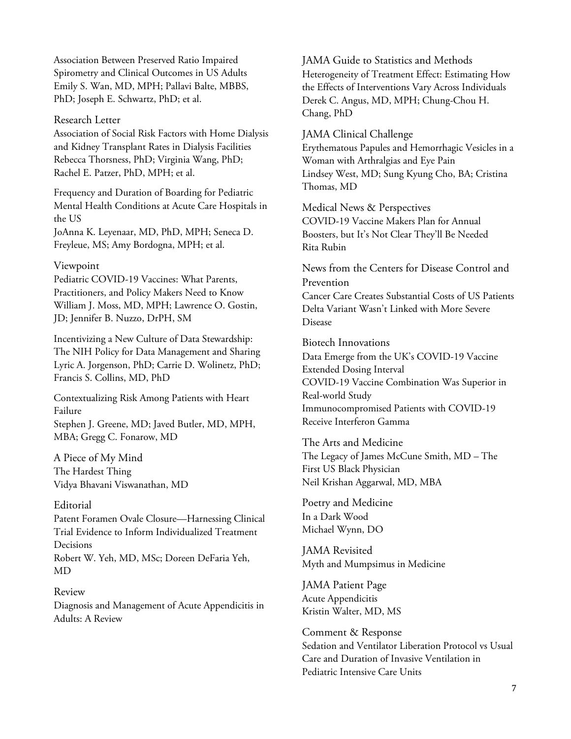Association Between Preserved Ratio Impaired Spirometry and Clinical Outcomes in US Adults
Emily S. Wan, MD, MPH; Pallavi Balte, MBBS, PhD; Joseph E. Schwartz, PhD; et al.

### Research Letter

Association of Social Risk Factors with Home Dialysis and Kidney Transplant Rates in Dialysis Facilities
Rebecca Thorsness, PhD; Virginia Wang, PhD; Rachel E. Patzer, PhD, MPH; et al.

Frequency and Duration of Boarding for Pediatric Mental Health Conditions at Acute Care Hospitals in the US
JoAnna K. Leyenaar, MD, PhD, MPH; Seneca D. Freyleue, MS; Amy Bordogna, MPH; et al.

### Viewpoint

Pediatric COVID-19 Vaccines: What Parents, Practitioners, and Policy Makers Need to Know
William J. Moss, MD, MPH; Lawrence O. Gostin, JD; Jennifer B. Nuzzo, DrPH, SM

Incentivizing a New Culture of Data Stewardship: The NIH Policy for Data Management and Sharing
Lyric A. Jorgenson, PhD; Carrie D. Wolinetz, PhD; Francis S. Collins, MD, PhD

Contextualizing Risk Among Patients with Heart Failure
Stephen J. Greene, MD; Javed Butler, MD, MPH, MBA; Gregg C. Fonarow, MD

### A Piece of My Mind

The Hardest Thing
Vidya Bhavani Viswanathan, MD

### Editorial

Patent Foramen Ovale Closure—Harnessing Clinical Trial Evidence to Inform Individualized Treatment Decisions
Robert W. Yeh, MD, MSc; Doreen DeFaria Yeh, MD

### Review

Diagnosis and Management of Acute Appendicitis in Adults: A Review

### JAMA Guide to Statistics and Methods

Heterogeneity of Treatment Effect: Estimating How the Effects of Interventions Vary Across Individuals
Derek C. Angus, MD, MPH; Chung-Chou H. Chang, PhD

### JAMA Clinical Challenge

Erythematous Papules and Hemorrhagic Vesicles in a Woman with Arthralgias and Eye Pain
Lindsey West, MD; Sung Kyung Cho, BA; Cristina Thomas, MD

### Medical News & Perspectives

COVID-19 Vaccine Makers Plan for Annual Boosters, but It's Not Clear They'll Be Needed
Rita Rubin

### News from the Centers for Disease Control and Prevention

Cancer Care Creates Substantial Costs of US Patients
Delta Variant Wasn't Linked with More Severe Disease

### Biotech Innovations

Data Emerge from the UK's COVID-19 Vaccine Extended Dosing Interval
COVID-19 Vaccine Combination Was Superior in Real-world Study
Immunocompromised Patients with COVID-19 Receive Interferon Gamma

### The Arts and Medicine

The Legacy of James McCune Smith, MD – The First US Black Physician
Neil Krishan Aggarwal, MD, MBA

### Poetry and Medicine

In a Dark Wood
Michael Wynn, DO

### JAMA Revisited

Myth and Mumpsimus in Medicine

### JAMA Patient Page

Acute Appendicitis
Kristin Walter, MD, MS

### Comment & Response

Sedation and Ventilator Liberation Protocol vs Usual Care and Duration of Invasive Ventilation in Pediatric Intensive Care Units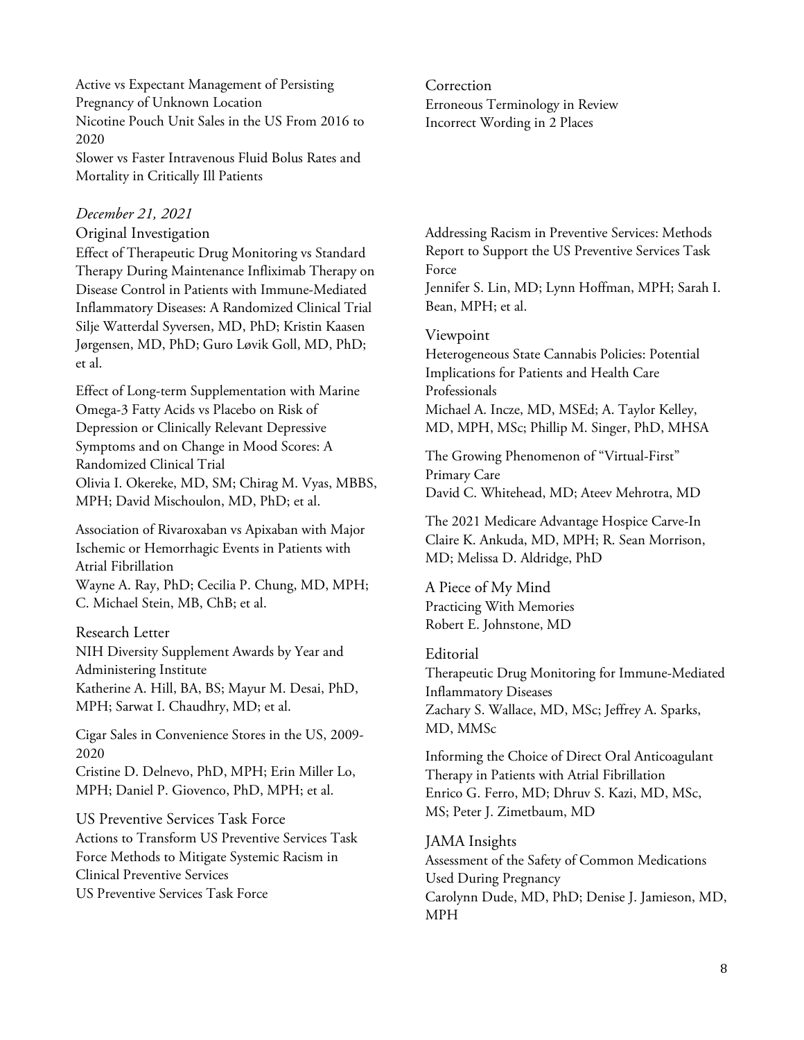Active vs Expectant Management of Persisting Pregnancy of Unknown Location

Nicotine Pouch Unit Sales in the US From 2016 to 2020

Slower vs Faster Intravenous Fluid Bolus Rates and Mortality in Critically Ill Patients

Correction

Erroneous Terminology in Review

Incorrect Wording in 2 Places

*December 21, 2021*

Original Investigation

Effect of Therapeutic Drug Monitoring vs Standard Therapy During Maintenance Infliximab Therapy on Disease Control in Patients with Immune-Mediated Inflammatory Diseases: A Randomized Clinical Trial
Silje Watterdal Syversen, MD, PhD; Kristin Kaasen Jørgensen, MD, PhD; Guro Løvik Goll, MD, PhD; et al.

Effect of Long-term Supplementation with Marine Omega-3 Fatty Acids vs Placebo on Risk of Depression or Clinically Relevant Depressive Symptoms and on Change in Mood Scores: A Randomized Clinical Trial
Olivia I. Okereke, MD, SM; Chirag M. Vyas, MBBS, MPH; David Mischoulon, MD, PhD; et al.

Association of Rivaroxaban vs Apixaban with Major Ischemic or Hemorrhagic Events in Patients with Atrial Fibrillation
Wayne A. Ray, PhD; Cecilia P. Chung, MD, MPH; C. Michael Stein, MB, ChB; et al.

Research Letter

NIH Diversity Supplement Awards by Year and Administering Institute
Katherine A. Hill, BA, BS; Mayur M. Desai, PhD, MPH; Sarwat I. Chaudhry, MD; et al.

Cigar Sales in Convenience Stores in the US, 2009-2020
Cristine D. Delnevo, PhD, MPH; Erin Miller Lo, MPH; Daniel P. Giovenco, PhD, MPH; et al.

US Preventive Services Task Force

Actions to Transform US Preventive Services Task Force Methods to Mitigate Systemic Racism in Clinical Preventive Services
US Preventive Services Task Force

Addressing Racism in Preventive Services: Methods Report to Support the US Preventive Services Task Force
Jennifer S. Lin, MD; Lynn Hoffman, MPH; Sarah I. Bean, MPH; et al.

Viewpoint

Heterogeneous State Cannabis Policies: Potential Implications for Patients and Health Care Professionals
Michael A. Incze, MD, MSEd; A. Taylor Kelley, MD, MPH, MSc; Phillip M. Singer, PhD, MHSA

The Growing Phenomenon of "Virtual-First" Primary Care
David C. Whitehead, MD; Ateev Mehrotra, MD

The 2021 Medicare Advantage Hospice Carve-In
Claire K. Ankuda, MD, MPH; R. Sean Morrison, MD; Melissa D. Aldridge, PhD

A Piece of My Mind

Practicing With Memories
Robert E. Johnstone, MD

Editorial

Therapeutic Drug Monitoring for Immune-Mediated Inflammatory Diseases
Zachary S. Wallace, MD, MSc; Jeffrey A. Sparks, MD, MMSc

Informing the Choice of Direct Oral Anticoagulant Therapy in Patients with Atrial Fibrillation
Enrico G. Ferro, MD; Dhruv S. Kazi, MD, MSc, MS; Peter J. Zimetbaum, MD

JAMA Insights

Assessment of the Safety of Common Medications Used During Pregnancy
Carolynn Dude, MD, PhD; Denise J. Jamieson, MD, MPH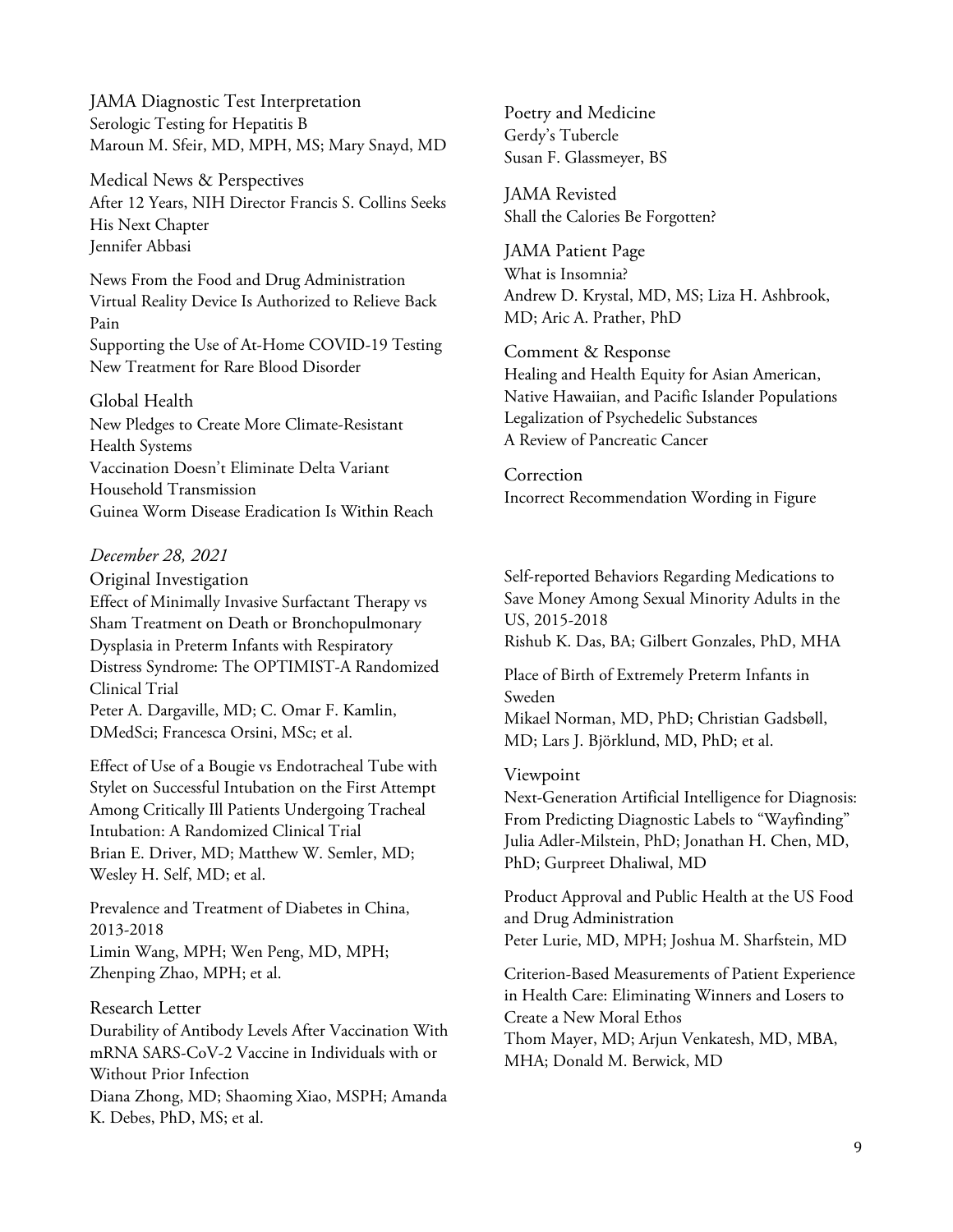### JAMA Diagnostic Test Interpretation

Serologic Testing for Hepatitis B
Maroun M. Sfeir, MD, MPH, MS; Mary Snayd, MD

### Medical News & Perspectives

After 12 Years, NIH Director Francis S. Collins Seeks His Next Chapter
Jennifer Abbasi

### News From the Food and Drug Administration

Virtual Reality Device Is Authorized to Relieve Back Pain
Supporting the Use of At-Home COVID-19 Testing
New Treatment for Rare Blood Disorder

### Global Health

New Pledges to Create More Climate-Resistant Health Systems
Vaccination Doesn't Eliminate Delta Variant Household Transmission
Guinea Worm Disease Eradication Is Within Reach

### Poetry and Medicine

Gerdy's Tubercle
Susan F. Glassmeyer, BS

### JAMA Revisted

Shall the Calories Be Forgotten?

### JAMA Patient Page

What is Insomnia?
Andrew D. Krystal, MD, MS; Liza H. Ashbrook, MD; Aric A. Prather, PhD

### Comment & Response

Healing and Health Equity for Asian American, Native Hawaiian, and Pacific Islander Populations
Legalization of Psychedelic Substances
A Review of Pancreatic Cancer

### Correction

Incorrect Recommendation Wording in Figure

## *December 28, 2021*

### Original Investigation

Effect of Minimally Invasive Surfactant Therapy vs Sham Treatment on Death or Bronchopulmonary Dysplasia in Preterm Infants with Respiratory Distress Syndrome: The OPTIMIST-A Randomized Clinical Trial
Peter A. Dargaville, MD; C. Omar F. Kamlin, DMedSci; Francesca Orsini, MSc; et al.

Effect of Use of a Bougie vs Endotracheal Tube with Stylet on Successful Intubation on the First Attempt Among Critically Ill Patients Undergoing Tracheal Intubation: A Randomized Clinical Trial
Brian E. Driver, MD; Matthew W. Semler, MD; Wesley H. Self, MD; et al.

Prevalence and Treatment of Diabetes in China, 2013-2018
Limin Wang, MPH; Wen Peng, MD, MPH; Zhenping Zhao, MPH; et al.

### Research Letter

Durability of Antibody Levels After Vaccination With mRNA SARS-CoV-2 Vaccine in Individuals with or Without Prior Infection
Diana Zhong, MD; Shaoming Xiao, MSPH; Amanda K. Debes, PhD, MS; et al.

Self-reported Behaviors Regarding Medications to Save Money Among Sexual Minority Adults in the US, 2015-2018
Rishub K. Das, BA; Gilbert Gonzales, PhD, MHA

Place of Birth of Extremely Preterm Infants in Sweden
Mikael Norman, MD, PhD; Christian Gadsbøll, MD; Lars J. Björklund, MD, PhD; et al.

### Viewpoint

Next-Generation Artificial Intelligence for Diagnosis: From Predicting Diagnostic Labels to "Wayfinding"
Julia Adler-Milstein, PhD; Jonathan H. Chen, MD, PhD; Gurpreet Dhaliwal, MD

Product Approval and Public Health at the US Food and Drug Administration
Peter Lurie, MD, MPH; Joshua M. Sharfstein, MD

Criterion-Based Measurements of Patient Experience in Health Care: Eliminating Winners and Losers to Create a New Moral Ethos
Thom Mayer, MD; Arjun Venkatesh, MD, MBA, MHA; Donald M. Berwick, MD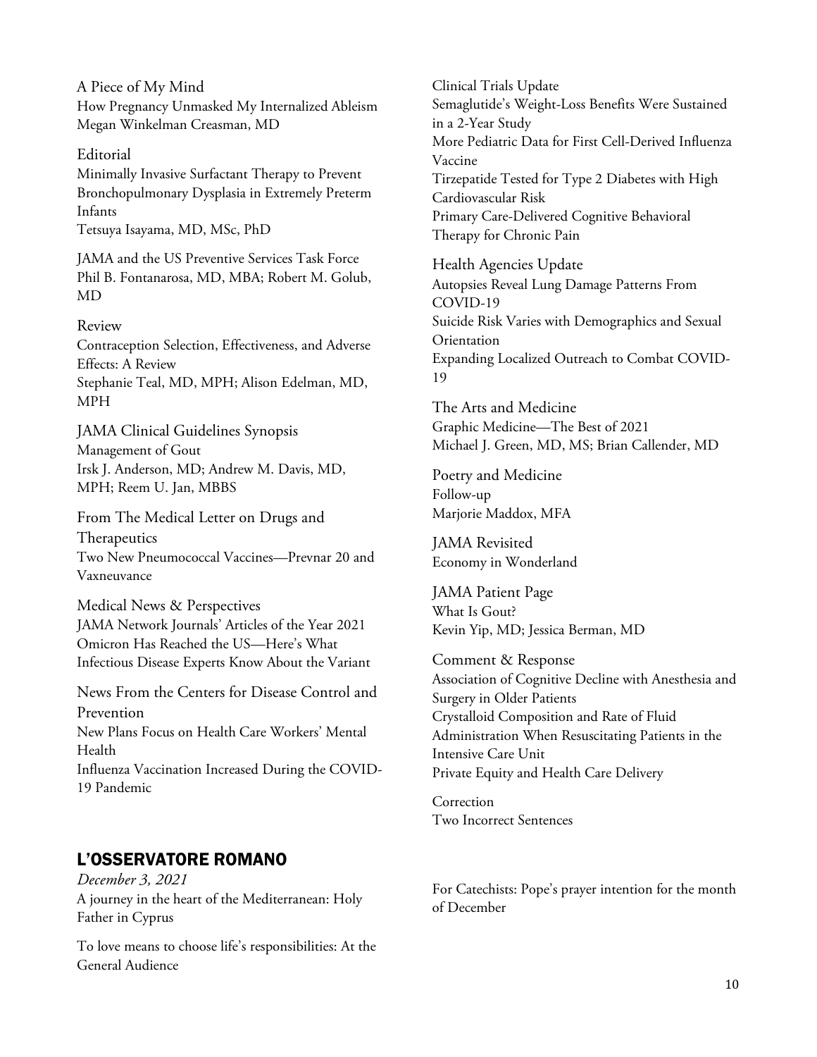A Piece of My Mind
How Pregnancy Unmasked My Internalized Ableism
Megan Winkelman Creasman, MD

Editorial
Minimally Invasive Surfactant Therapy to Prevent Bronchopulmonary Dysplasia in Extremely Preterm Infants
Tetsuya Isayama, MD, MSc, PhD

JAMA and the US Preventive Services Task Force
Phil B. Fontanarosa, MD, MBA; Robert M. Golub, MD

Review
Contraception Selection, Effectiveness, and Adverse Effects: A Review
Stephanie Teal, MD, MPH; Alison Edelman, MD, MPH

JAMA Clinical Guidelines Synopsis
Management of Gout
Irsk J. Anderson, MD; Andrew M. Davis, MD, MPH; Reem U. Jan, MBBS

From The Medical Letter on Drugs and Therapeutics
Two New Pneumococcal Vaccines—Prevnar 20 and Vaxneuvance

Medical News & Perspectives
JAMA Network Journals' Articles of the Year 2021
Omicron Has Reached the US—Here's What Infectious Disease Experts Know About the Variant

News From the Centers for Disease Control and Prevention
New Plans Focus on Health Care Workers' Mental Health
Influenza Vaccination Increased During the COVID-19 Pandemic

Clinical Trials Update
Semaglutide's Weight-Loss Benefits Were Sustained in a 2-Year Study
More Pediatric Data for First Cell-Derived Influenza Vaccine
Tirzepatide Tested for Type 2 Diabetes with High Cardiovascular Risk
Primary Care-Delivered Cognitive Behavioral Therapy for Chronic Pain

Health Agencies Update
Autopsies Reveal Lung Damage Patterns From COVID-19
Suicide Risk Varies with Demographics and Sexual Orientation
Expanding Localized Outreach to Combat COVID-19

The Arts and Medicine
Graphic Medicine—The Best of 2021
Michael J. Green, MD, MS; Brian Callender, MD

Poetry and Medicine
Follow-up
Marjorie Maddox, MFA

JAMA Revisited
Economy in Wonderland

JAMA Patient Page
What Is Gout?
Kevin Yip, MD; Jessica Berman, MD

Comment & Response
Association of Cognitive Decline with Anesthesia and Surgery in Older Patients
Crystalloid Composition and Rate of Fluid Administration When Resuscitating Patients in the Intensive Care Unit
Private Equity and Health Care Delivery

Correction
Two Incorrect Sentences

## L'OSSERVATORE ROMANO

*December 3, 2021*

A journey in the heart of the Mediterranean: Holy Father in Cyprus

To love means to choose life's responsibilities: At the General Audience

For Catechists: Pope's prayer intention for the month of December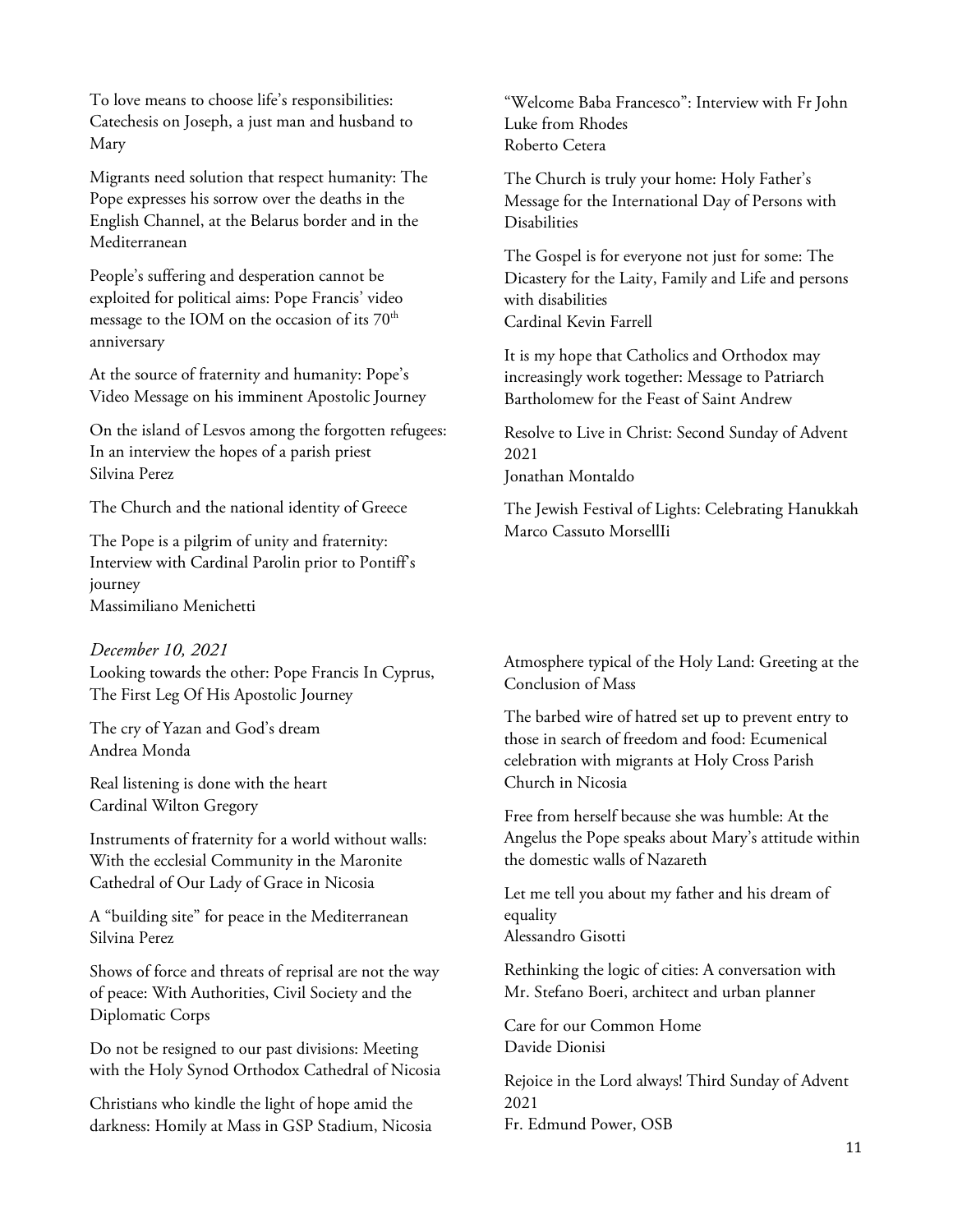To love means to choose life's responsibilities: Catechesis on Joseph, a just man and husband to Mary

Migrants need solution that respect humanity: The Pope expresses his sorrow over the deaths in the English Channel, at the Belarus border and in the Mediterranean

People's suffering and desperation cannot be exploited for political aims: Pope Francis' video message to the IOM on the occasion of its 70th anniversary

At the source of fraternity and humanity: Pope's Video Message on his imminent Apostolic Journey

On the island of Lesvos among the forgotten refugees: In an interview the hopes of a parish priest
Silvina Perez

The Church and the national identity of Greece

The Pope is a pilgrim of unity and fraternity: Interview with Cardinal Parolin prior to Pontiff's journey
Massimiliano Menichetti

"Welcome Baba Francesco": Interview with Fr John Luke from Rhodes
Roberto Cetera

The Church is truly your home: Holy Father's Message for the International Day of Persons with Disabilities

The Gospel is for everyone not just for some: The Dicastery for the Laity, Family and Life and persons with disabilities
Cardinal Kevin Farrell

It is my hope that Catholics and Orthodox may increasingly work together: Message to Patriarch Bartholomew for the Feast of Saint Andrew

Resolve to Live in Christ: Second Sunday of Advent 2021
Jonathan Montaldo

The Jewish Festival of Lights: Celebrating Hanukkah
Marco Cassuto MorsellIi

*December 10, 2021*

Looking towards the other: Pope Francis In Cyprus, The First Leg Of His Apostolic Journey

The cry of Yazan and God's dream
Andrea Monda

Real listening is done with the heart
Cardinal Wilton Gregory

Instruments of fraternity for a world without walls: With the ecclesial Community in the Maronite Cathedral of Our Lady of Grace in Nicosia

A "building site" for peace in the Mediterranean
Silvina Perez

Shows of force and threats of reprisal are not the way of peace: With Authorities, Civil Society and the Diplomatic Corps

Do not be resigned to our past divisions: Meeting with the Holy Synod Orthodox Cathedral of Nicosia

Christians who kindle the light of hope amid the darkness: Homily at Mass in GSP Stadium, Nicosia

Atmosphere typical of the Holy Land: Greeting at the Conclusion of Mass

The barbed wire of hatred set up to prevent entry to those in search of freedom and food: Ecumenical celebration with migrants at Holy Cross Parish Church in Nicosia

Free from herself because she was humble: At the Angelus the Pope speaks about Mary's attitude within the domestic walls of Nazareth

Let me tell you about my father and his dream of equality
Alessandro Gisotti

Rethinking the logic of cities: A conversation with Mr. Stefano Boeri, architect and urban planner

Care for our Common Home
Davide Dionisi

Rejoice in the Lord always! Third Sunday of Advent 2021
Fr. Edmund Power, OSB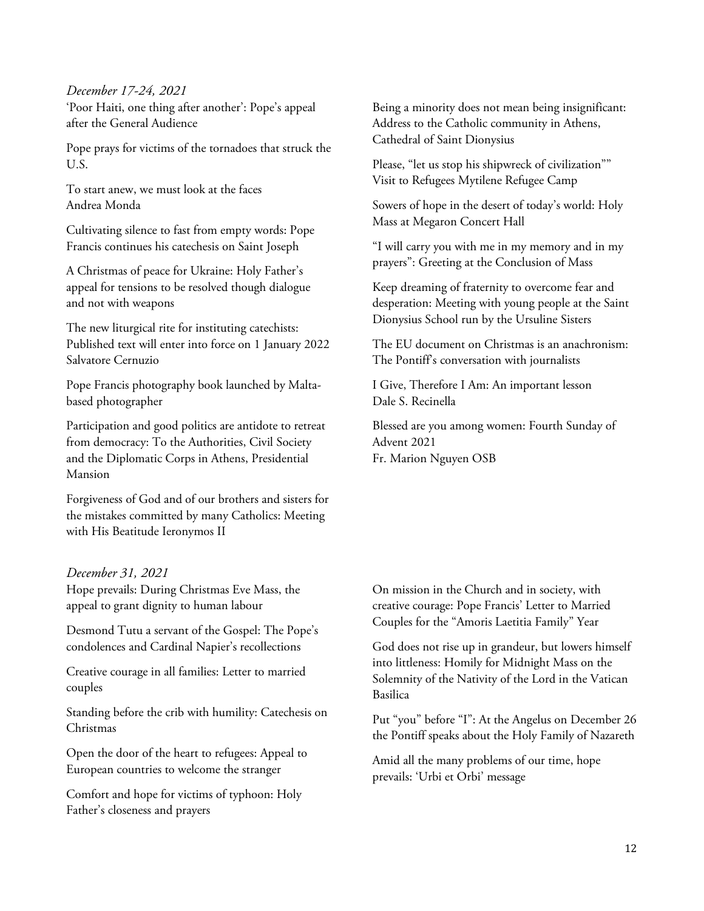*December 17-24, 2021*

'Poor Haiti, one thing after another': Pope's appeal after the General Audience

Pope prays for victims of the tornadoes that struck the U.S.

To start anew, we must look at the faces
Andrea Monda

Cultivating silence to fast from empty words: Pope Francis continues his catechesis on Saint Joseph

A Christmas of peace for Ukraine: Holy Father's appeal for tensions to be resolved though dialogue and not with weapons

The new liturgical rite for instituting catechists: Published text will enter into force on 1 January 2022
Salvatore Cernuzio

Pope Francis photography book launched by Malta-based photographer

Participation and good politics are antidote to retreat from democracy: To the Authorities, Civil Society and the Diplomatic Corps in Athens, Presidential Mansion

Forgiveness of God and of our brothers and sisters for the mistakes committed by many Catholics: Meeting with His Beatitude Ieronymos II

Being a minority does not mean being insignificant: Address to the Catholic community in Athens, Cathedral of Saint Dionysius

Please, "let us stop his shipwreck of civilization"" Visit to Refugees Mytilene Refugee Camp

Sowers of hope in the desert of today's world: Holy Mass at Megaron Concert Hall

"I will carry you with me in my memory and in my prayers": Greeting at the Conclusion of Mass

Keep dreaming of fraternity to overcome fear and desperation: Meeting with young people at the Saint Dionysius School run by the Ursuline Sisters

The EU document on Christmas is an anachronism: The Pontiff's conversation with journalists

I Give, Therefore I Am: An important lesson
Dale S. Recinella

Blessed are you among women: Fourth Sunday of Advent 2021
Fr. Marion Nguyen OSB

*December 31, 2021*

Hope prevails: During Christmas Eve Mass, the appeal to grant dignity to human labour

Desmond Tutu a servant of the Gospel: The Pope's condolences and Cardinal Napier's recollections

Creative courage in all families: Letter to married couples

Standing before the crib with humility: Catechesis on Christmas

Open the door of the heart to refugees: Appeal to European countries to welcome the stranger

Comfort and hope for victims of typhoon: Holy Father's closeness and prayers

On mission in the Church and in society, with creative courage: Pope Francis' Letter to Married Couples for the "Amoris Laetitia Family" Year

God does not rise up in grandeur, but lowers himself into littleness: Homily for Midnight Mass on the Solemnity of the Nativity of the Lord in the Vatican Basilica

Put "you" before "I": At the Angelus on December 26 the Pontiff speaks about the Holy Family of Nazareth

Amid all the many problems of our time, hope prevails: 'Urbi et Orbi' message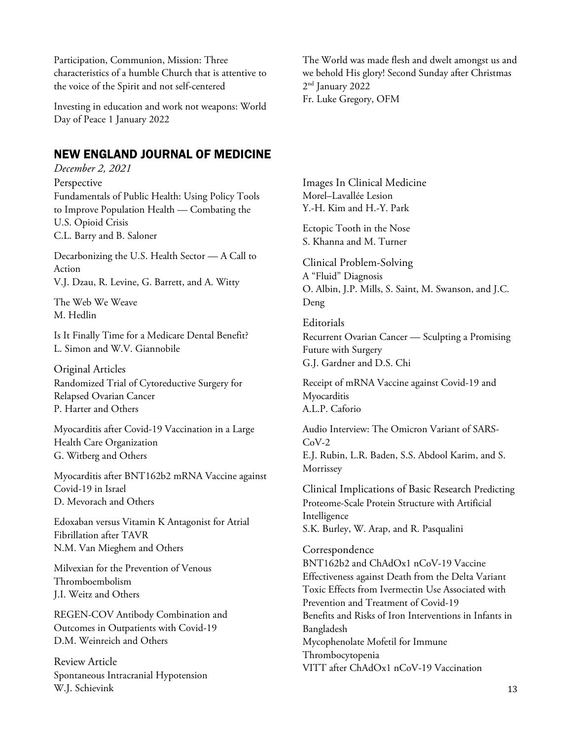Participation, Communion, Mission: Three characteristics of a humble Church that is attentive to the voice of the Spirit and not self-centered

Investing in education and work not weapons: World Day of Peace 1 January 2022

The World was made flesh and dwelt amongst us and we behold His glory! Second Sunday after Christmas 2nd January 2022
Fr. Luke Gregory, OFM

## NEW ENGLAND JOURNAL OF MEDICINE

*December 2, 2021*

Perspective
Fundamentals of Public Health: Using Policy Tools to Improve Population Health — Combating the U.S. Opioid Crisis
C.L. Barry and B. Saloner

Decarbonizing the U.S. Health Sector — A Call to Action
V.J. Dzau, R. Levine, G. Barrett, and A. Witty

The Web We Weave
M. Hedlin

Is It Finally Time for a Medicare Dental Benefit?
L. Simon and W.V. Giannobile

Original Articles
Randomized Trial of Cytoreductive Surgery for Relapsed Ovarian Cancer
P. Harter and Others

Myocarditis after Covid-19 Vaccination in a Large Health Care Organization
G. Witberg and Others

Myocarditis after BNT162b2 mRNA Vaccine against Covid-19 in Israel
D. Mevorach and Others

Edoxaban versus Vitamin K Antagonist for Atrial Fibrillation after TAVR
N.M. Van Mieghem and Others

Milvexian for the Prevention of Venous Thromboembolism
J.I. Weitz and Others

REGEN-COV Antibody Combination and Outcomes in Outpatients with Covid-19
D.M. Weinreich and Others

Review Article
Spontaneous Intracranial Hypotension
W.J. Schievink

Images In Clinical Medicine
Morel–Lavallée Lesion
Y.-H. Kim and H.-Y. Park

Ectopic Tooth in the Nose
S. Khanna and M. Turner

Clinical Problem-Solving
A "Fluid" Diagnosis
O. Albin, J.P. Mills, S. Saint, M. Swanson, and J.C. Deng

Editorials
Recurrent Ovarian Cancer — Sculpting a Promising Future with Surgery
G.J. Gardner and D.S. Chi

Receipt of mRNA Vaccine against Covid-19 and Myocarditis
A.L.P. Caforio

Audio Interview: The Omicron Variant of SARS-CoV-2
E.J. Rubin, L.R. Baden, S.S. Abdool Karim, and S. Morrissey

Clinical Implications of Basic Research Predicting Proteome-Scale Protein Structure with Artificial Intelligence
S.K. Burley, W. Arap, and R. Pasqualini

Correspondence
BNT162b2 and ChAdOx1 nCoV-19 Vaccine Effectiveness against Death from the Delta Variant
Toxic Effects from Ivermectin Use Associated with Prevention and Treatment of Covid-19
Benefits and Risks of Iron Interventions in Infants in Bangladesh
Mycophenolate Mofetil for Immune Thrombocytopenia
VITT after ChAdOx1 nCoV-19 Vaccination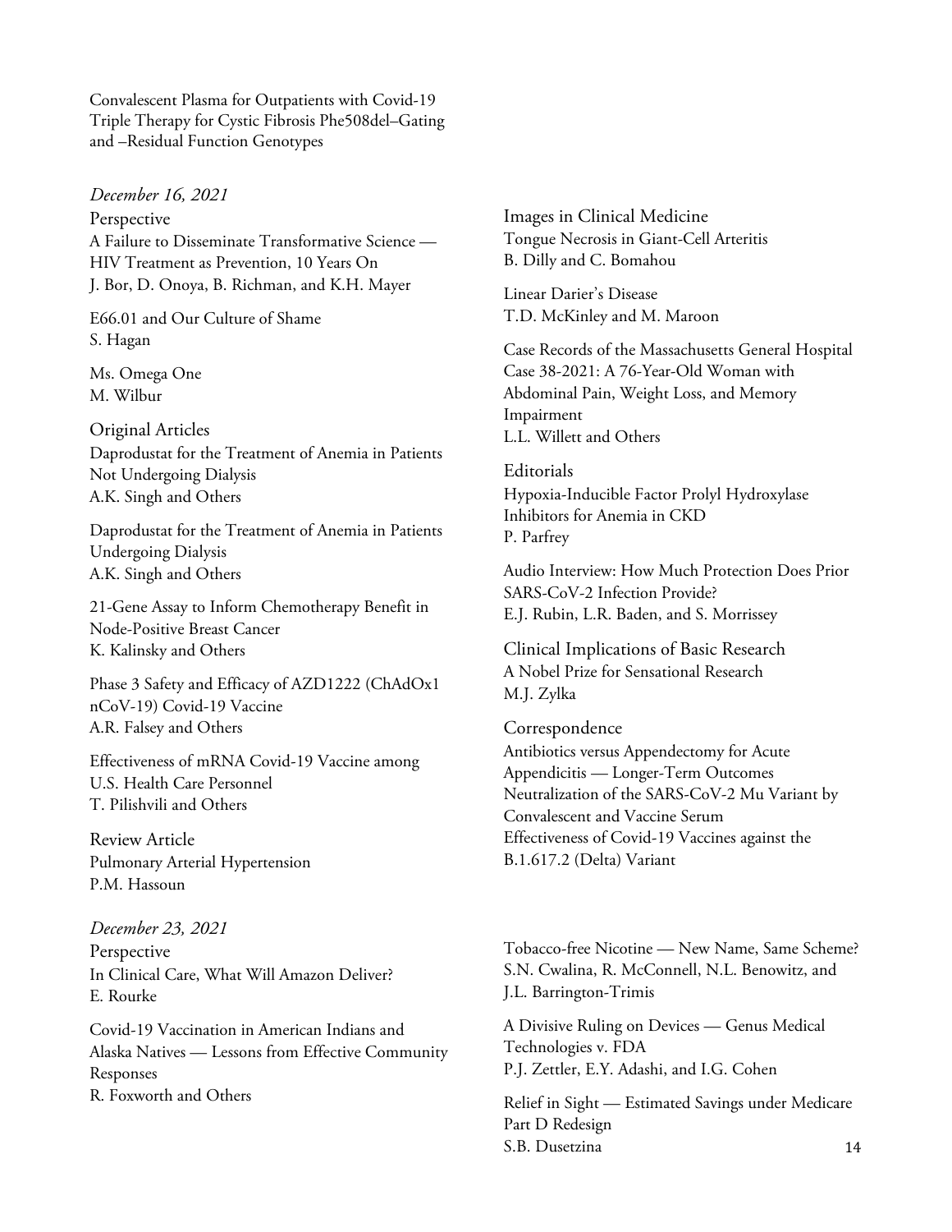Convalescent Plasma for Outpatients with Covid-19
Triple Therapy for Cystic Fibrosis Phe508del–Gating and –Residual Function Genotypes

*December 16, 2021*

Perspective

A Failure to Disseminate Transformative Science — HIV Treatment as Prevention, 10 Years On
J. Bor, D. Onoya, B. Richman, and K.H. Mayer

E66.01 and Our Culture of Shame
S. Hagan

Ms. Omega One
M. Wilbur

Original Articles

Daprodustat for the Treatment of Anemia in Patients Not Undergoing Dialysis
A.K. Singh and Others

Daprodustat for the Treatment of Anemia in Patients Undergoing Dialysis
A.K. Singh and Others

21-Gene Assay to Inform Chemotherapy Benefit in Node-Positive Breast Cancer
K. Kalinsky and Others

Phase 3 Safety and Efficacy of AZD1222 (ChAdOx1 nCoV-19) Covid-19 Vaccine
A.R. Falsey and Others

Effectiveness of mRNA Covid-19 Vaccine among U.S. Health Care Personnel
T. Pilishvili and Others

Review Article

Pulmonary Arterial Hypertension
P.M. Hassoun

Images in Clinical Medicine

Tongue Necrosis in Giant-Cell Arteritis
B. Dilly and C. Bomahou

Linear Darier's Disease
T.D. McKinley and M. Maroon

Case Records of the Massachusetts General Hospital

Case 38-2021: A 76-Year-Old Woman with Abdominal Pain, Weight Loss, and Memory Impairment
L.L. Willett and Others

Editorials

Hypoxia-Inducible Factor Prolyl Hydroxylase Inhibitors for Anemia in CKD
P. Parfrey

Audio Interview: How Much Protection Does Prior SARS-CoV-2 Infection Provide?
E.J. Rubin, L.R. Baden, and S. Morrissey

Clinical Implications of Basic Research

A Nobel Prize for Sensational Research
M.J. Zylka

Correspondence

Antibiotics versus Appendectomy for Acute Appendicitis — Longer-Term Outcomes
Neutralization of the SARS-CoV-2 Mu Variant by Convalescent and Vaccine Serum
Effectiveness of Covid-19 Vaccines against the B.1.617.2 (Delta) Variant

*December 23, 2021*

Perspective

In Clinical Care, What Will Amazon Deliver?
E. Rourke

Covid-19 Vaccination in American Indians and Alaska Natives — Lessons from Effective Community Responses
R. Foxworth and Others

Tobacco-free Nicotine — New Name, Same Scheme?
S.N. Cwalina, R. McConnell, N.L. Benowitz, and J.L. Barrington-Trimis

A Divisive Ruling on Devices — Genus Medical Technologies v. FDA
P.J. Zettler, E.Y. Adashi, and I.G. Cohen

Relief in Sight — Estimated Savings under Medicare Part D Redesign
S.B. Dusetzina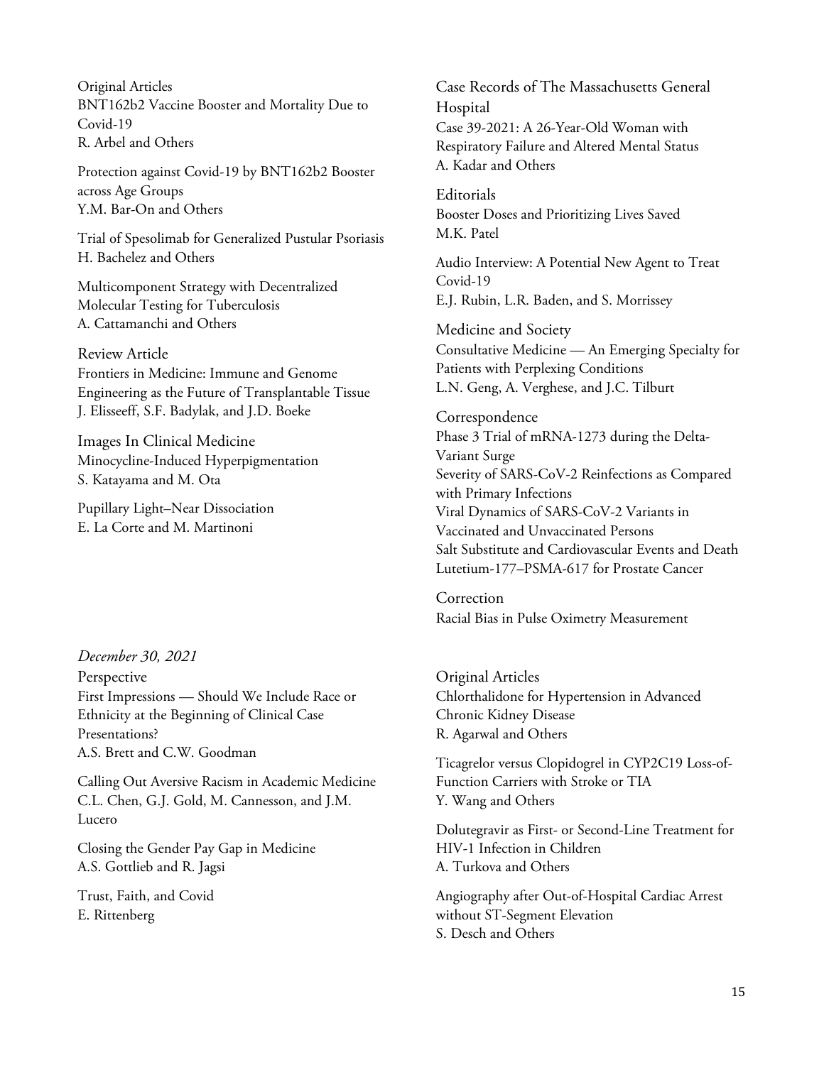### Original Articles

BNT162b2 Vaccine Booster and Mortality Due to Covid-19
R. Arbel and Others

Protection against Covid-19 by BNT162b2 Booster across Age Groups
Y.M. Bar-On and Others

Trial of Spesolimab for Generalized Pustular Psoriasis
H. Bachelez and Others

Multicomponent Strategy with Decentralized Molecular Testing for Tuberculosis
A. Cattamanchi and Others

### Review Article

Frontiers in Medicine: Immune and Genome Engineering as the Future of Transplantable Tissue
J. Elisseeff, S.F. Badylak, and J.D. Boeke

### Images In Clinical Medicine

Minocycline-Induced Hyperpigmentation
S. Katayama and M. Ota

Pupillary Light–Near Dissociation
E. La Corte and M. Martinoni

### Case Records of The Massachusetts General Hospital

Case 39-2021: A 26-Year-Old Woman with Respiratory Failure and Altered Mental Status
A. Kadar and Others

### Editorials

Booster Doses and Prioritizing Lives Saved
M.K. Patel

Audio Interview: A Potential New Agent to Treat Covid-19
E.J. Rubin, L.R. Baden, and S. Morrissey

### Medicine and Society

Consultative Medicine — An Emerging Specialty for Patients with Perplexing Conditions
L.N. Geng, A. Verghese, and J.C. Tilburt

### Correspondence

Phase 3 Trial of mRNA-1273 during the Delta-Variant Surge
Severity of SARS-CoV-2 Reinfections as Compared with Primary Infections
Viral Dynamics of SARS-CoV-2 Variants in Vaccinated and Unvaccinated Persons
Salt Substitute and Cardiovascular Events and Death
Lutetium-177–PSMA-617 for Prostate Cancer

### Correction

Racial Bias in Pulse Oximetry Measurement

## *December 30, 2021*

### Perspective

First Impressions — Should We Include Race or Ethnicity at the Beginning of Clinical Case Presentations?
A.S. Brett and C.W. Goodman

Calling Out Aversive Racism in Academic Medicine
C.L. Chen, G.J. Gold, M. Cannesson, and J.M. Lucero

Closing the Gender Pay Gap in Medicine
A.S. Gottlieb and R. Jagsi

Trust, Faith, and Covid
E. Rittenberg

### Original Articles

Chlorthalidone for Hypertension in Advanced Chronic Kidney Disease
R. Agarwal and Others

Ticagrelor versus Clopidogrel in CYP2C19 Loss-of-Function Carriers with Stroke or TIA
Y. Wang and Others

Dolutegravir as First- or Second-Line Treatment for HIV-1 Infection in Children
A. Turkova and Others

Angiography after Out-of-Hospital Cardiac Arrest without ST-Segment Elevation
S. Desch and Others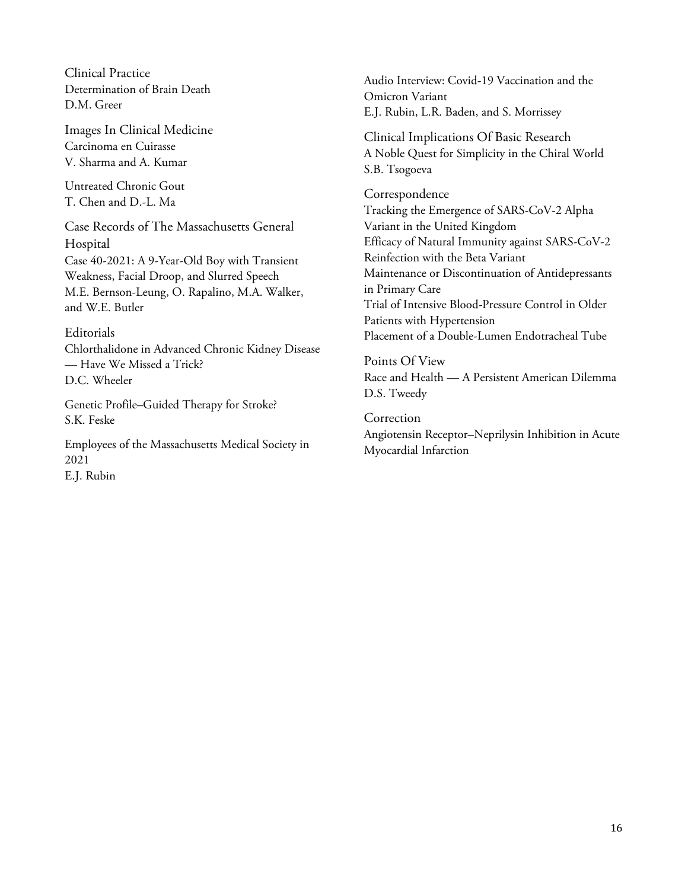### Clinical Practice

Determination of Brain Death
D.M. Greer

### Images In Clinical Medicine

Carcinoma en Cuirasse
V. Sharma and A. Kumar

Untreated Chronic Gout
T. Chen and D.-L. Ma

### Case Records of The Massachusetts General Hospital

Case 40-2021: A 9-Year-Old Boy with Transient Weakness, Facial Droop, and Slurred Speech
M.E. Bernson-Leung, O. Rapalino, M.A. Walker, and W.E. Butler

### Editorials

Chlorthalidone in Advanced Chronic Kidney Disease — Have We Missed a Trick?
D.C. Wheeler

Genetic Profile–Guided Therapy for Stroke?
S.K. Feske

Employees of the Massachusetts Medical Society in 2021
E.J. Rubin

Audio Interview: Covid-19 Vaccination and the Omicron Variant
E.J. Rubin, L.R. Baden, and S. Morrissey

### Clinical Implications Of Basic Research

A Noble Quest for Simplicity in the Chiral World
S.B. Tsogoeva

### Correspondence

Tracking the Emergence of SARS-CoV-2 Alpha Variant in the United Kingdom
Efficacy of Natural Immunity against SARS-CoV-2 Reinfection with the Beta Variant
Maintenance or Discontinuation of Antidepressants in Primary Care
Trial of Intensive Blood-Pressure Control in Older Patients with Hypertension
Placement of a Double-Lumen Endotracheal Tube

### Points Of View

Race and Health — A Persistent American Dilemma
D.S. Tweedy

### Correction

Angiotensin Receptor–Neprilysin Inhibition in Acute Myocardial Infarction